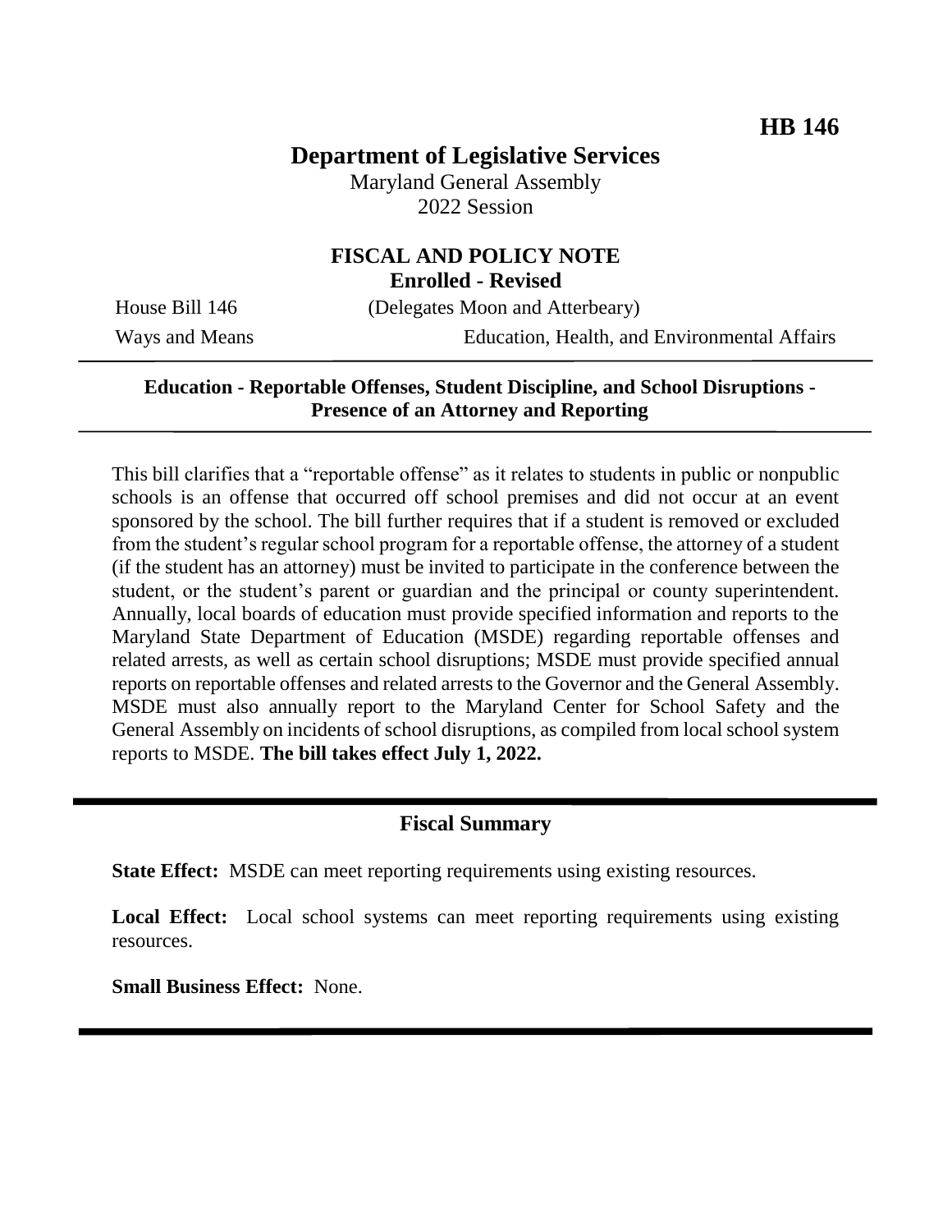**HB 146**

# Department of Legislative Services

Maryland General Assembly
2022 Session

## FISCAL AND POLICY NOTE
**Enrolled - Revised**

House Bill 146 (Delegates Moon and Atterbeary)
Ways and Means Education, Health, and Environmental Affairs

---

**Education - Reportable Offenses, Student Discipline, and School Disruptions - Presence of an Attorney and Reporting**

---

This bill clarifies that a "reportable offense" as it relates to students in public or nonpublic schools is an offense that occurred off school premises and did not occur at an event sponsored by the school. The bill further requires that if a student is removed or excluded from the student's regular school program for a reportable offense, the attorney of a student (if the student has an attorney) must be invited to participate in the conference between the student, or the student's parent or guardian and the principal or county superintendent. Annually, local boards of education must provide specified information and reports to the Maryland State Department of Education (MSDE) regarding reportable offenses and related arrests, as well as certain school disruptions; MSDE must provide specified annual reports on reportable offenses and related arrests to the Governor and the General Assembly. MSDE must also annually report to the Maryland Center for School Safety and the General Assembly on incidents of school disruptions, as compiled from local school system reports to MSDE. **The bill takes effect July 1, 2022.**

---

## Fiscal Summary

**State Effect:** MSDE can meet reporting requirements using existing resources.

**Local Effect:** Local school systems can meet reporting requirements using existing resources.

**Small Business Effect:** None.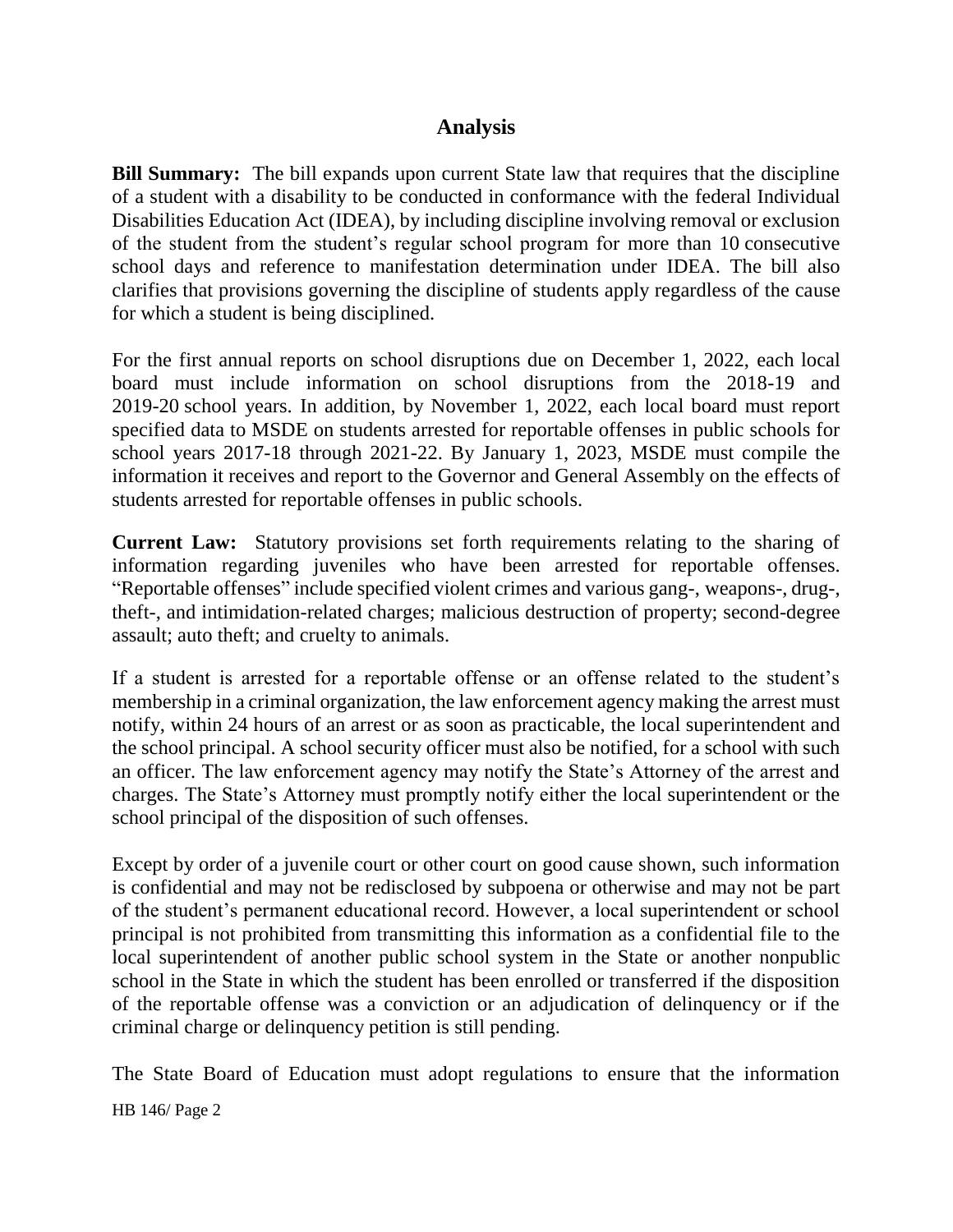## Analysis

**Bill Summary:** The bill expands upon current State law that requires that the discipline of a student with a disability to be conducted in conformance with the federal Individual Disabilities Education Act (IDEA), by including discipline involving removal or exclusion of the student from the student's regular school program for more than 10 consecutive school days and reference to manifestation determination under IDEA. The bill also clarifies that provisions governing the discipline of students apply regardless of the cause for which a student is being disciplined.

For the first annual reports on school disruptions due on December 1, 2022, each local board must include information on school disruptions from the 2018-19 and 2019-20 school years. In addition, by November 1, 2022, each local board must report specified data to MSDE on students arrested for reportable offenses in public schools for school years 2017-18 through 2021-22. By January 1, 2023, MSDE must compile the information it receives and report to the Governor and General Assembly on the effects of students arrested for reportable offenses in public schools.

**Current Law:** Statutory provisions set forth requirements relating to the sharing of information regarding juveniles who have been arrested for reportable offenses. "Reportable offenses" include specified violent crimes and various gang-, weapons-, drug-, theft-, and intimidation-related charges; malicious destruction of property; second-degree assault; auto theft; and cruelty to animals.

If a student is arrested for a reportable offense or an offense related to the student's membership in a criminal organization, the law enforcement agency making the arrest must notify, within 24 hours of an arrest or as soon as practicable, the local superintendent and the school principal. A school security officer must also be notified, for a school with such an officer. The law enforcement agency may notify the State's Attorney of the arrest and charges. The State's Attorney must promptly notify either the local superintendent or the school principal of the disposition of such offenses.

Except by order of a juvenile court or other court on good cause shown, such information is confidential and may not be redisclosed by subpoena or otherwise and may not be part of the student's permanent educational record. However, a local superintendent or school principal is not prohibited from transmitting this information as a confidential file to the local superintendent of another public school system in the State or another nonpublic school in the State in which the student has been enrolled or transferred if the disposition of the reportable offense was a conviction or an adjudication of delinquency or if the criminal charge or delinquency petition is still pending.

The State Board of Education must adopt regulations to ensure that the information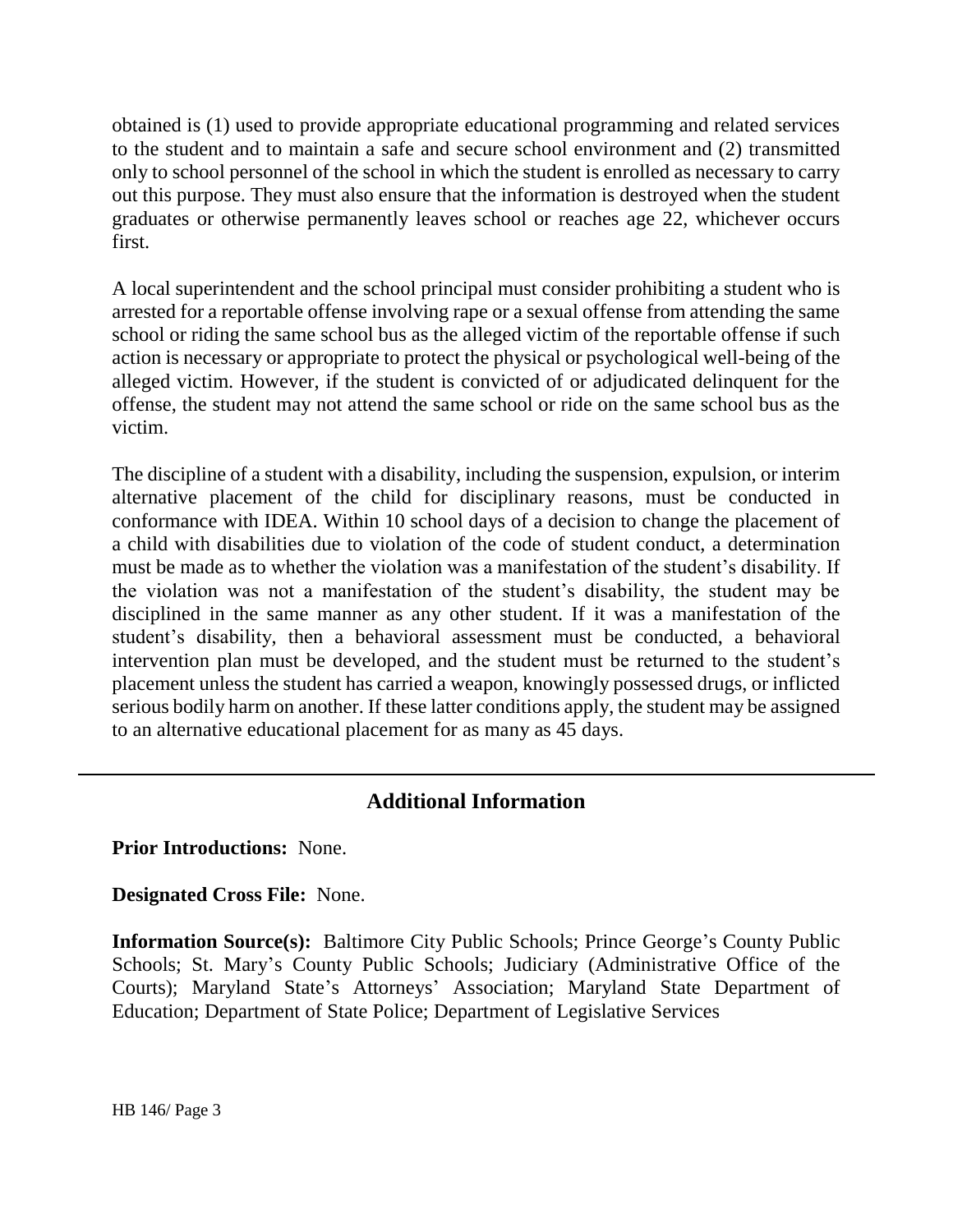obtained is (1) used to provide appropriate educational programming and related services to the student and to maintain a safe and secure school environment and (2) transmitted only to school personnel of the school in which the student is enrolled as necessary to carry out this purpose. They must also ensure that the information is destroyed when the student graduates or otherwise permanently leaves school or reaches age 22, whichever occurs first.

A local superintendent and the school principal must consider prohibiting a student who is arrested for a reportable offense involving rape or a sexual offense from attending the same school or riding the same school bus as the alleged victim of the reportable offense if such action is necessary or appropriate to protect the physical or psychological well-being of the alleged victim. However, if the student is convicted of or adjudicated delinquent for the offense, the student may not attend the same school or ride on the same school bus as the victim.

The discipline of a student with a disability, including the suspension, expulsion, or interim alternative placement of the child for disciplinary reasons, must be conducted in conformance with IDEA. Within 10 school days of a decision to change the placement of a child with disabilities due to violation of the code of student conduct, a determination must be made as to whether the violation was a manifestation of the student's disability. If the violation was not a manifestation of the student's disability, the student may be disciplined in the same manner as any other student. If it was a manifestation of the student's disability, then a behavioral assessment must be conducted, a behavioral intervention plan must be developed, and the student must be returned to the student's placement unless the student has carried a weapon, knowingly possessed drugs, or inflicted serious bodily harm on another. If these latter conditions apply, the student may be assigned to an alternative educational placement for as many as 45 days.

---

## Additional Information

**Prior Introductions:** None.

**Designated Cross File:** None.

**Information Source(s):** Baltimore City Public Schools; Prince George's County Public Schools; St. Mary's County Public Schools; Judiciary (Administrative Office of the Courts); Maryland State's Attorneys' Association; Maryland State Department of Education; Department of State Police; Department of Legislative Services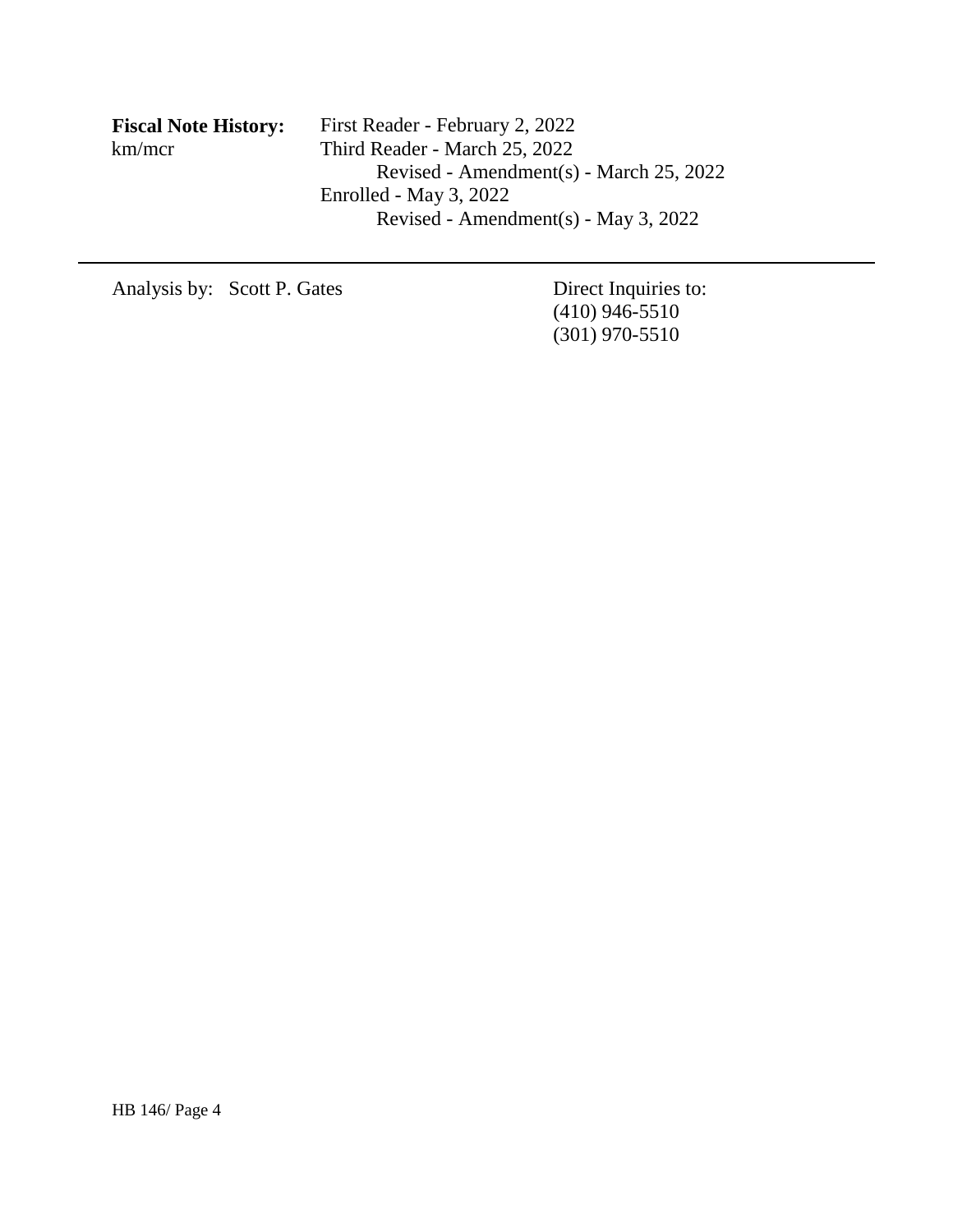**Fiscal Note History:** km/mcr

First Reader - February 2, 2022
Third Reader - March 25, 2022
Revised - Amendment(s) - March 25, 2022
Enrolled - May 3, 2022
Revised - Amendment(s) - May 3, 2022

---

Analysis by: Scott P. Gates

Direct Inquiries to:
(410) 946-5510
(301) 970-5510